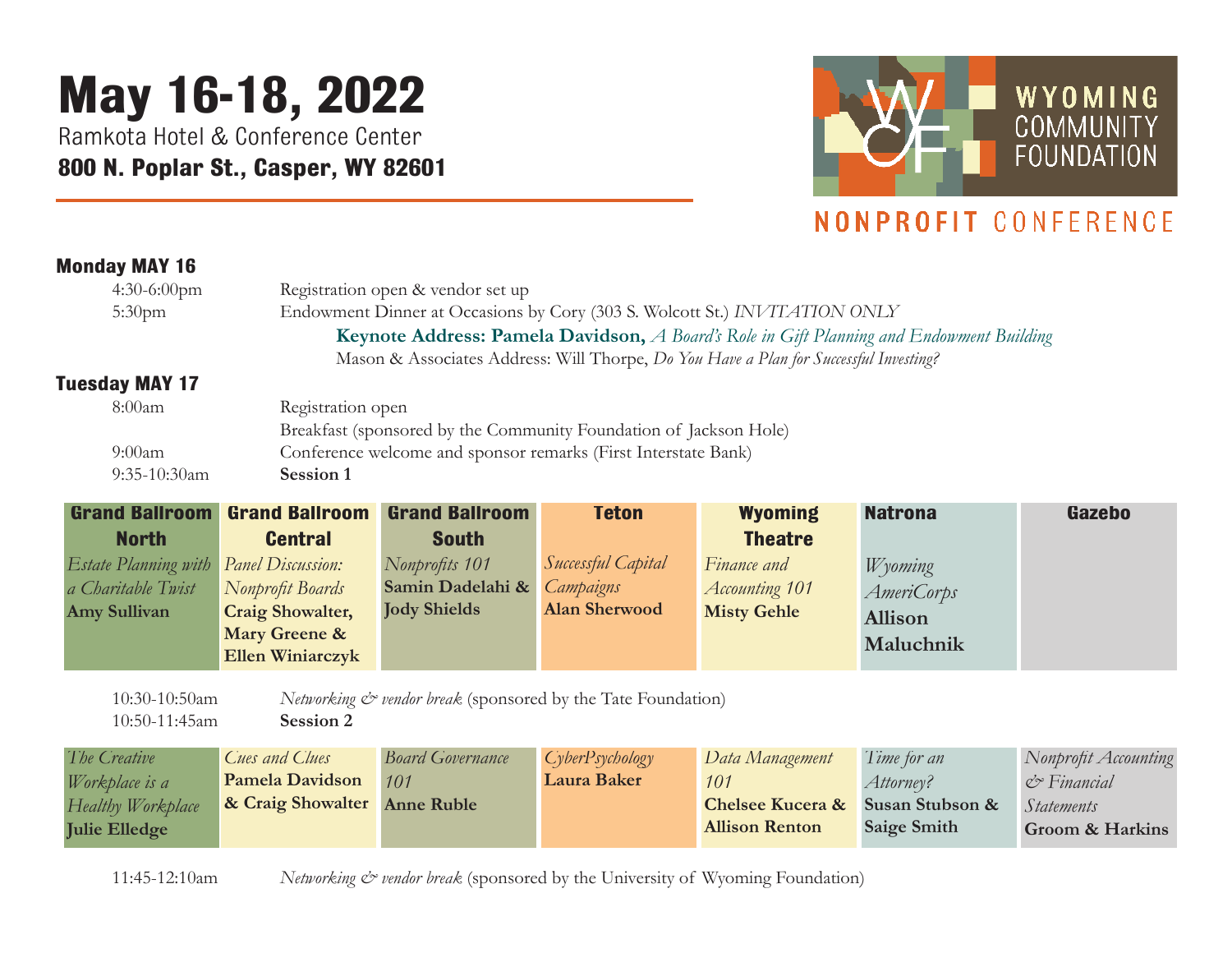# May 16-18, 2022

Ramkota Hotel & Conference Center

**800 N. Poplar St., Casper, WY 82601**

WYOMING COMMUNITY FOUNDATION

NONPROFIT CONFERENCE

## Monday MAY 16

4:30-6:00pm — Registration open & vendor set up

5:30pm — Endowment Dinner at Occasions by Cory (303 S. Wolcott St.) *INVITATION ONLY*

**Keynote Address: Pamela Davidson,** *A Board's Role in Gift Planning and Endowment Building*

Mason & Associates Address: Will Thorpe, *Do You Have a Plan for Successful Investing?*

## Tuesday MAY 17

8:00am — Registration open

Breakfast (sponsored by the Community Foundation of Jackson Hole)

9:00am — Conference welcome and sponsor remarks (First Interstate Bank)

9:35-10:30am — **Session 1**

| Grand Ballroom North | Grand Ballroom Central | Grand Ballroom South | Teton | Wyoming Theatre | Natrona | Gazebo |
|---|---|---|---|---|---|---|
| *Estate Planning with a Charitable Twist* **Amy Sullivan** | *Panel Discussion: Nonprofit Boards* **Craig Showalter, Mary Greene & Ellen Winiarczyk** | *Nonprofits 101* **Samin Dadelahi & Jody Shields** | *Successful Capital Campaigns* **Alan Sherwood** | *Finance and Accounting 101* **Misty Gehle** | *Wyoming AmeriCorps* **Allison Maluchnik** | |

10:30-10:50am — *Networking & vendor break* (sponsored by the Tate Foundation)

10:50-11:45am — **Session 2**

| Grand Ballroom North | Grand Ballroom Central | Grand Ballroom South | Teton | Wyoming Theatre | Natrona | Gazebo |
|---|---|---|---|---|---|---|
| *The Creative Workplace is a Healthy Workplace* **Julie Elledge** | *Cues and Clues* **Pamela Davidson & Craig Showalter** | *Board Governance 101* **Anne Ruble** | *CyberPsychology* **Laura Baker** | *Data Management 101* **Chelsee Kucera & Allison Renton** | *Time for an Attorney?* **Susan Stubson & Saige Smith** | *Nonprofit Accounting & Financial Statements* **Groom & Harkins** |

11:45-12:10am — *Networking & vendor break* (sponsored by the University of Wyoming Foundation)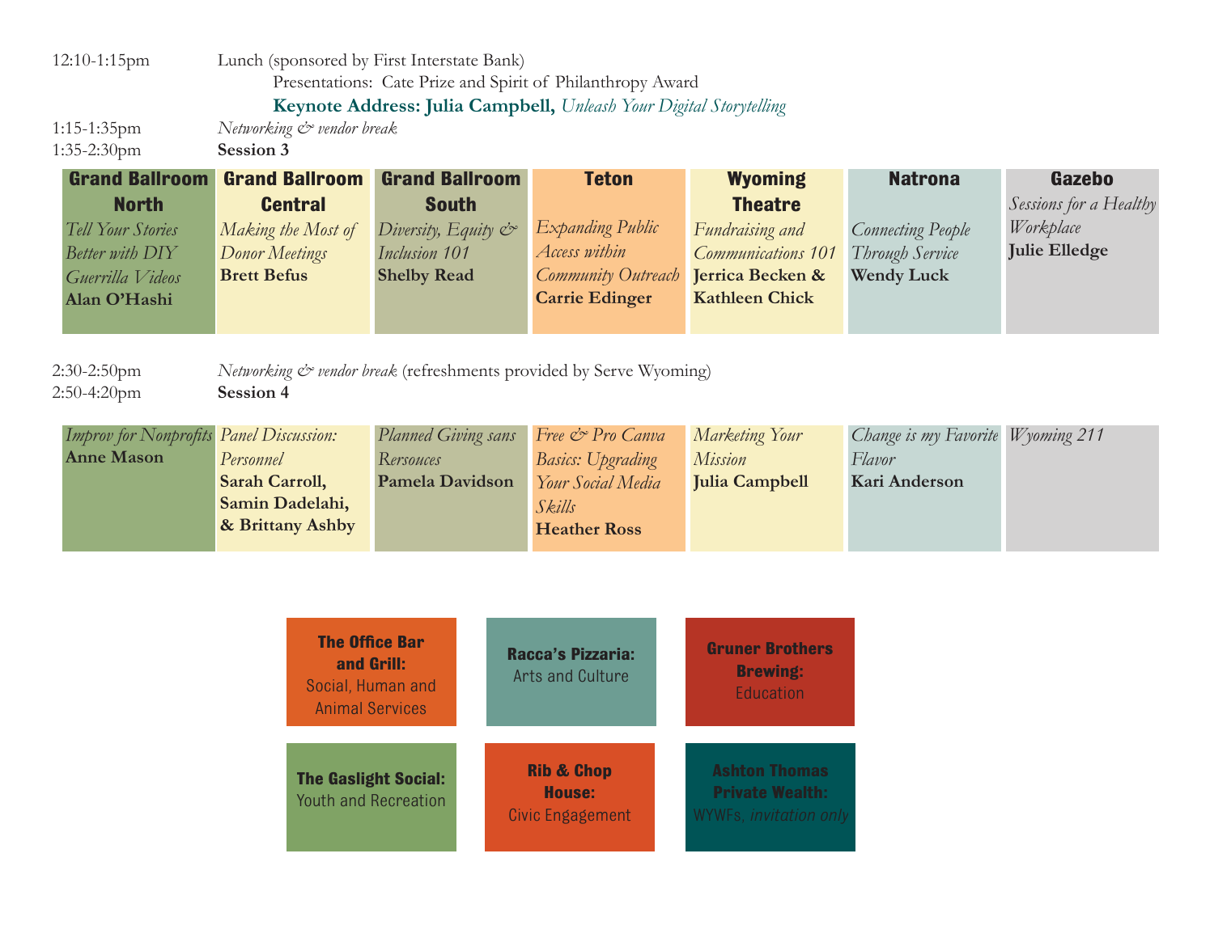12:10-1:15pm Lunch (sponsored by First Interstate Bank)

Presentations: Cate Prize and Spirit of Philanthropy Award

**Keynote Address: Julia Campbell,** *Unleash Your Digital Storytelling*

1:15-1:35pm *Networking & vendor break*

1:35-2:30pm **Session 3**

| Grand Ballroom North | Grand Ballroom Central | Grand Ballroom South | Teton | Wyoming Theatre | Natrona | Gazebo |
|---|---|---|---|---|---|---|
| *Tell Your Stories Better with DIY Guerrilla Videos* **Alan O'Hashi** | *Making the Most of Donor Meetings* **Brett Befus** | *Diversity, Equity & Inclusion 101* **Shelby Read** | *Expanding Public Access within Community Outreach* **Carrie Edinger** | *Fundraising and Communications 101* **Jerrica Becken & Kathleen Chick** | *Connecting People Through Service* **Wendy Luck** | *Sessions for a Healthy Workplace* **Julie Elledge** |

2:30-2:50pm *Networking & vendor break* (refreshments provided by Serve Wyoming)

2:50-4:20pm **Session 4**

| Grand Ballroom North | Grand Ballroom Central | Grand Ballroom South | Teton | Wyoming Theatre | Natrona | Gazebo |
|---|---|---|---|---|---|---|
| *Improv for Nonprofits* **Anne Mason** | *Panel Discussion: Personnel* **Sarah Carroll, Samin Dadelahi, & Brittany Ashby** | *Planned Giving sans Rersouces* **Pamela Davidson** | *Free & Pro Canva Basics: Upgrading Your Social Media Skills* **Heather Ross** | *Marketing Your Mission* **Julia Campbell** | *Change is my Favorite Flavor* **Kari Anderson** | *Wyoming 211* |

**The Office Bar and Grill:** Social, Human and Animal Services

**Racca's Pizzaria:** Arts and Culture

**Gruner Brothers Brewing:** Education

**The Gaslight Social:** Youth and Recreation

**Rib & Chop House:** Civic Engagement

**Ashton Thomas Private Wealth:** WYWFs, *invitation only*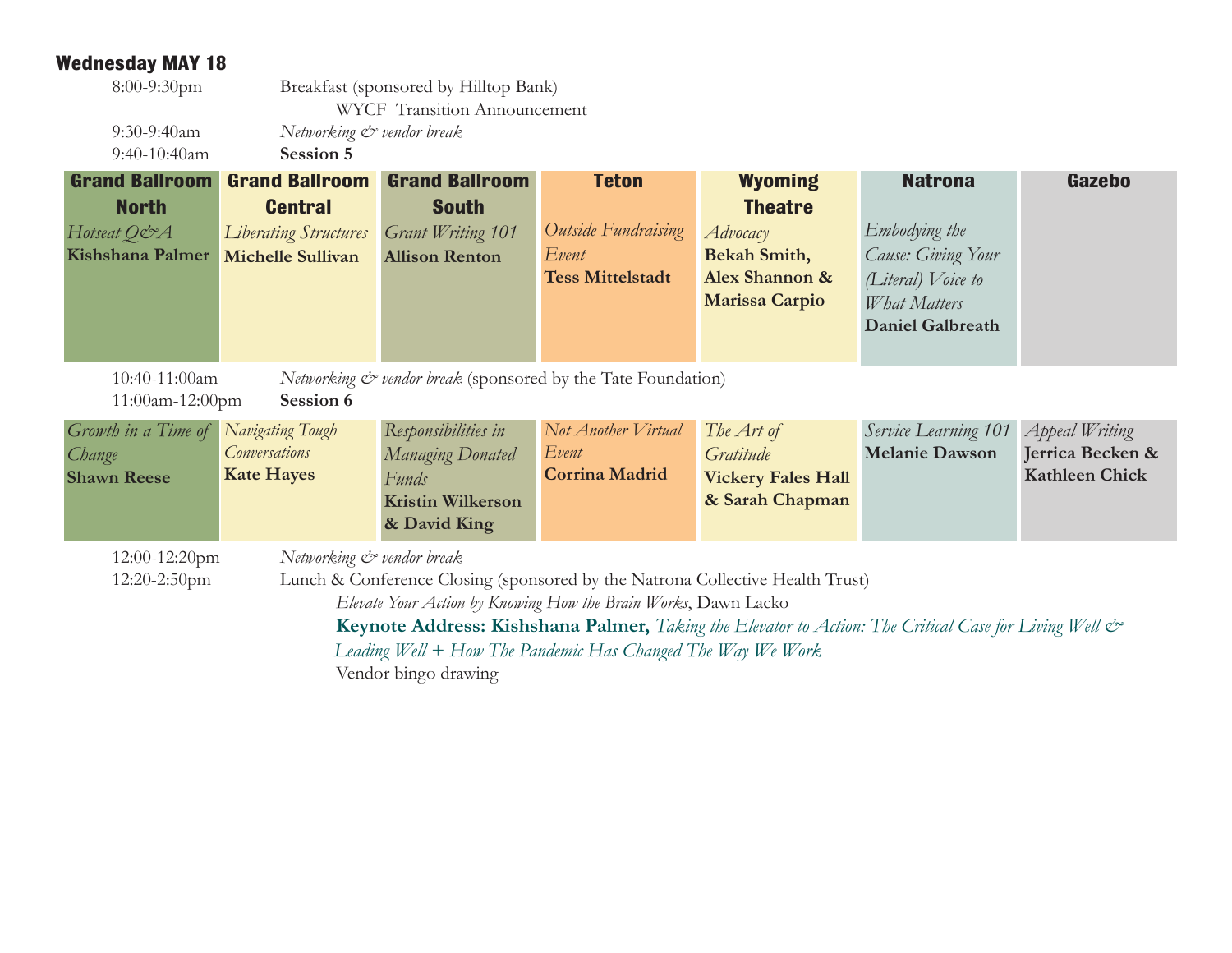## Wednesday MAY 18

8:00-9:30pm — Breakfast (sponsored by Hilltop Bank)
WYCF Transition Announcement

9:30-9:40am — *Networking & vendor break*

9:40-10:40am — **Session 5**

| Grand Ballroom North | Grand Ballroom Central | Grand Ballroom South | Teton | Wyoming Theatre | Natrona | Gazebo |
|---|---|---|---|---|---|---|
| *Hotseat Q&A* **Kishshana Palmer** | *Liberating Structures* **Michelle Sullivan** | *Grant Writing 101* **Allison Renton** | *Outside Fundraising Event* **Tess Mittelstadt** | *Advocacy* **Bekah Smith, Alex Shannon & Marissa Carpio** | *Embodying the Cause: Giving Your (Literal) Voice to What Matters* **Daniel Galbreath** | |

10:40-11:00am — *Networking & vendor break* (sponsored by the Tate Foundation)

11:00am-12:00pm — **Session 6**

| Grand Ballroom North | Grand Ballroom Central | Grand Ballroom South | Teton | Wyoming Theatre | Natrona | Gazebo |
|---|---|---|---|---|---|---|
| *Growth in a Time of Change* **Shawn Reese** | *Navigating Tough Conversations* **Kate Hayes** | *Responsibilities in Managing Donated Funds* **Kristin Wilkerson & David King** | *Not Another Virtual Event* **Corrina Madrid** | *The Art of Gratitude* **Vickery Fales Hall & Sarah Chapman** | *Service Learning 101* **Melanie Dawson** | *Appeal Writing* **Jerrica Becken & Kathleen Chick** |

12:00-12:20pm — *Networking & vendor break*

12:20-2:50pm — Lunch & Conference Closing (sponsored by the Natrona Collective Health Trust)

*Elevate Your Action by Knowing How the Brain Works*, Dawn Lacko

**Keynote Address: Kishshana Palmer,** *Taking the Elevator to Action: The Critical Case for Living Well & Leading Well + How The Pandemic Has Changed The Way We Work*

Vendor bingo drawing